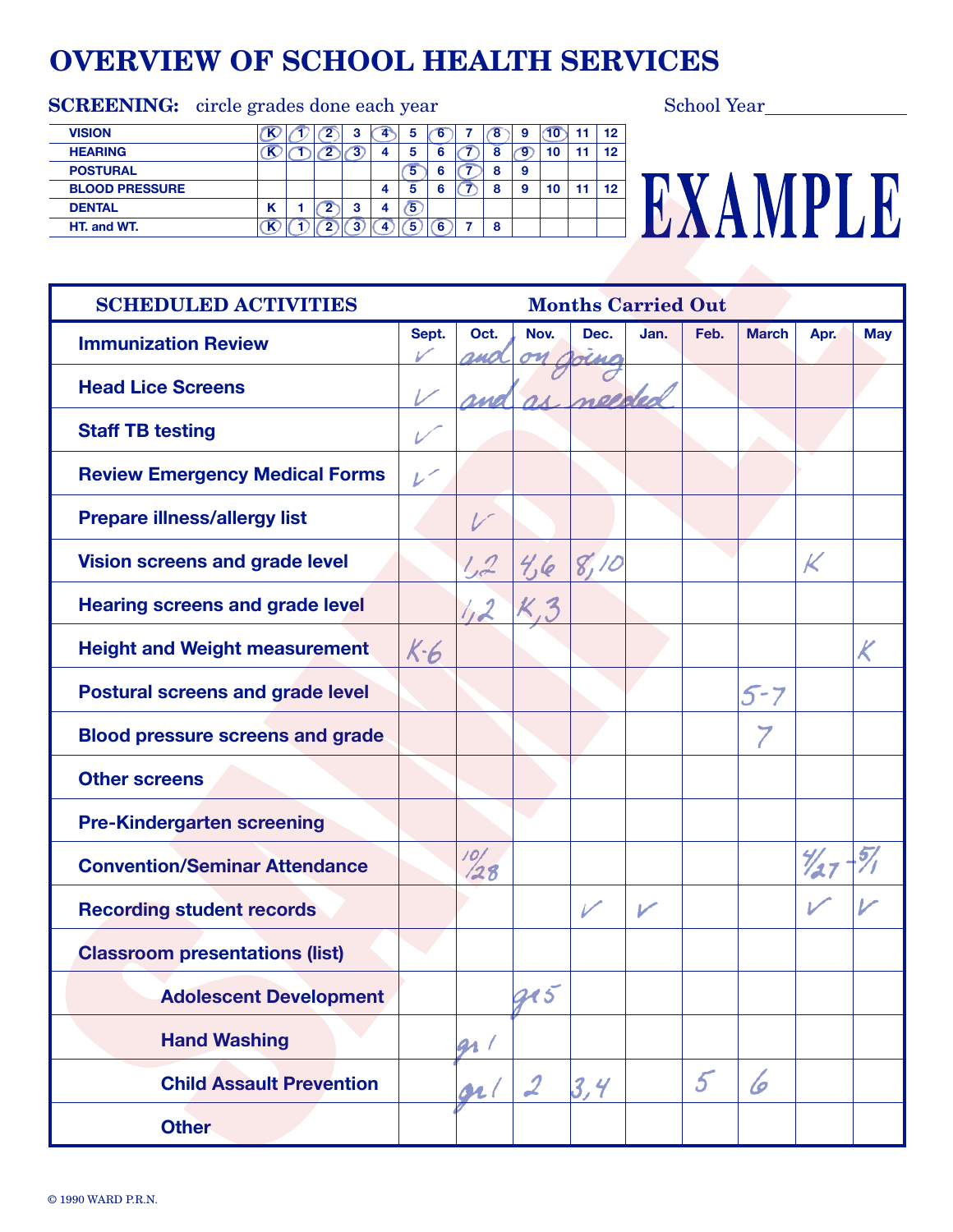# OVERVIEW OF SCHOOL HEALTH SERVICES

**SCREENING:** circle grades done each year

School Year_______________

| | | | | | | | | | | | | | |
|---|---|---|---|---|---|---|---|---|---|---|---|---|---|
| **VISION** | (K) | (1) | (2) | 3 | (4) | 5 | (6) | 7 | (8) | 9 | (10) | 11 | 12 |
| **HEARING** | (K) | (1) | (2) | (3) | 4 | 5 | 6 | (7) | 8 | (9) | 10 | 11 | 12 |
| **POSTURAL** | | | | | | (5) | 6 | (7) | 8 | 9 | | | |
| **BLOOD PRESSURE** | | | | | 4 | 5 | 6 | (7) | 8 | 9 | 10 | 11 | 12 |
| **DENTAL** | K | 1 | (2) | 3 | 4 | (5) | | | | | | | |
| **HT. and WT.** | (K) | (1) | (2) | (3) | (4) | (5) | (6) | 7 | 8 | | | | |

EXAMPLE

| SCHEDULED ACTIVITIES | Sept. | Oct. | Nov. | Dec. | Jan. | Feb. | March | Apr. | May |
|---|---|---|---|---|---|---|---|---|---|
| **Immunization Review** | ✓ | and | on | going | | | | | |
| **Head Lice Screens** | ✓ | and | as | needed | | | | | |
| **Staff TB testing** | ✓ | | | | | | | | |
| **Review Emergency Medical Forms** | ✓ | | | | | | | | |
| **Prepare illness/allergy list** | | ✓ | | | | | | | |
| **Vision screens and grade level** | | 1,2 | 4,6 | 8,10 | | | | K | |
| **Hearing screens and grade level** | | 1,2 | K,3 | | | | | | |
| **Height and Weight measurement** | K-6 | | | | | | | | K |
| **Postural screens and grade level** | | | | | | | 5-7 | | |
| **Blood pressure screens and grade** | | | | | | | 7 | | |
| **Other screens** | | | | | | | | | |
| **Pre-Kindergarten screening** | | | | | | | | | |
| **Convention/Seminar Attendance** | | 10/28 | | | | | | 4/27 - | 5/1 |
| **Recording student records** | | | | ✓ | ✓ | | | ✓ | ✓ |
| **Classroom presentations (list)** | | | | | | | | | |
| **Adolescent Development** | | | gr 5 | | | | | | |
| **Hand Washing** | | gr 1 | | | | | | | |
| **Child Assault Prevention** | | gr 1 | 2 | 3,4 | | 5 | 6 | | |
| **Other** | | | | | | | | | |

© 1990 WARD P.R.N.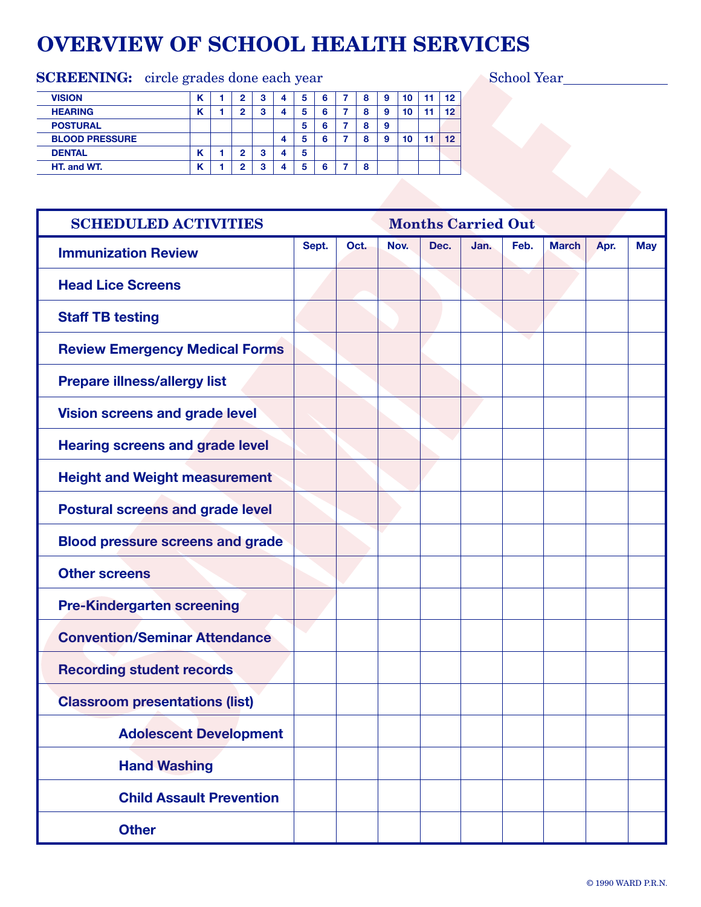# OVERVIEW OF SCHOOL HEALTH SERVICES

**SCREENING:** circle grades done each year

School Year_______________

| | | | | | | | | | | | | | |
|---|---|---|---|---|---|---|---|---|---|---|---|---|---|
| VISION | K | 1 | 2 | 3 | 4 | 5 | 6 | 7 | 8 | 9 | 10 | 11 | 12 |
| HEARING | K | 1 | 2 | 3 | 4 | 5 | 6 | 7 | 8 | 9 | 10 | 11 | 12 |
| POSTURAL | | | | | | 5 | 6 | 7 | 8 | 9 | | | |
| BLOOD PRESSURE | | | | | 4 | 5 | 6 | 7 | 8 | 9 | 10 | 11 | 12 |
| DENTAL | K | 1 | 2 | 3 | 4 | 5 | | | | | | | |
| HT. and WT. | K | 1 | 2 | 3 | 4 | 5 | 6 | 7 | 8 | | | | |

| SCHEDULED ACTIVITIES | Months Carried Out | | | | | | | | |
|---|---|---|---|---|---|---|---|---|---|
| | Sept. | Oct. | Nov. | Dec. | Jan. | Feb. | March | Apr. | May |
| Immunization Review | | | | | | | | | |
| Head Lice Screens | | | | | | | | | |
| Staff TB testing | | | | | | | | | |
| Review Emergency Medical Forms | | | | | | | | | |
| Prepare illness/allergy list | | | | | | | | | |
| Vision screens and grade level | | | | | | | | | |
| Hearing screens and grade level | | | | | | | | | |
| Height and Weight measurement | | | | | | | | | |
| Postural screens and grade level | | | | | | | | | |
| Blood pressure screens and grade | | | | | | | | | |
| Other screens | | | | | | | | | |
| Pre-Kindergarten screening | | | | | | | | | |
| Convention/Seminar Attendance | | | | | | | | | |
| Recording student records | | | | | | | | | |
| Classroom presentations (list) | | | | | | | | | |
| Adolescent Development | | | | | | | | | |
| Hand Washing | | | | | | | | | |
| Child Assault Prevention | | | | | | | | | |
| Other | | | | | | | | | |

© 1990 WARD P.R.N.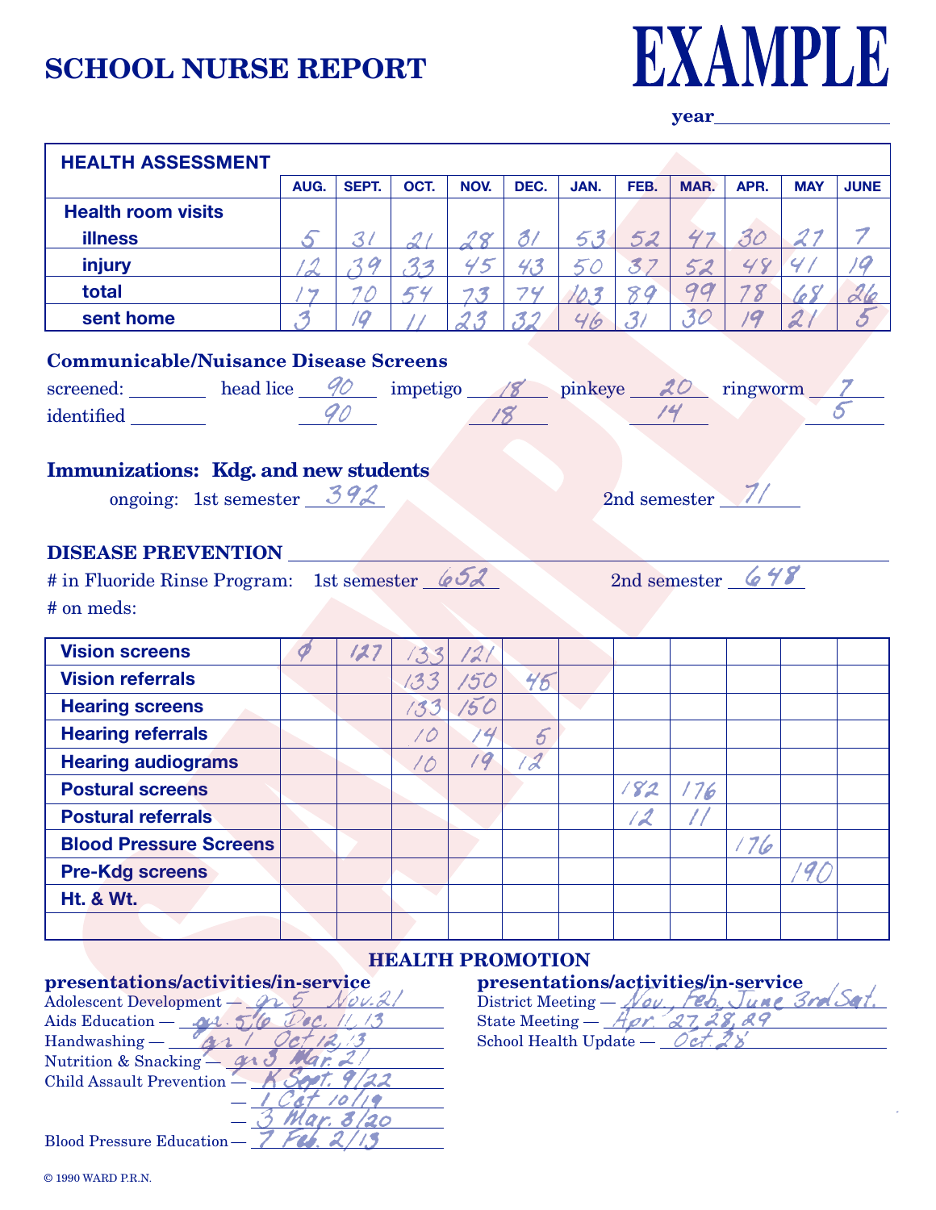# SCHOOL NURSE REPORT

**EXAMPLE**

year

| HEALTH ASSESSMENT | AUG. | SEPT. | OCT. | NOV. | DEC. | JAN. | FEB. | MAR. | APR. | MAY | JUNE |
|---|---|---|---|---|---|---|---|---|---|---|---|
| **Health room visits** | | | | | | | | | | | |
| **illness** | 5 | 31 | 21 | 28 | 31 | 53 | 52 | 47 | 30 | 27 | 7 |
| **injury** | 12 | 39 | 33 | 45 | 43 | 50 | 37 | 52 | 48 | 41 | 19 |
| **total** | 17 | 70 | 54 | 73 | 74 | 103 | 89 | 99 | 78 | 68 | 26 |
| **sent home** | 3 | 19 | 11 | 23 | 32 | 46 | 31 | 30 | 19 | 21 | 5 |

**Communicable/Nuisance Disease Screens**

| | | head lice | impetigo | pinkeye | ringworm |
|---|---|---|---|---|---|
| screened: | | 90 | 18 | 20 | 7 |
| identified | | 90 | 18 | 14 | 5 |

**Immunizations: Kdg. and new students**

ongoing: 1st semester 392 2nd semester 71

**DISEASE PREVENTION**

# in Fluoride Rinse Program: 1st semester 652 2nd semester 648

# on meds:

| | AUG. | SEPT. | OCT. | NOV. | DEC. | JAN. | FEB. | MAR. | APR. | MAY | JUNE |
|---|---|---|---|---|---|---|---|---|---|---|---|
| **Vision screens** | ⌀ | 127 | 133 | 121 | | | | | | | |
| **Vision referrals** | | | 133 | 150 | 45 | | | | | | |
| **Hearing screens** | | | 133 | 150 | | | | | | | |
| **Hearing referrals** | | | 10 | 14 | 5 | | | | | | |
| **Hearing audiograms** | | | 10 | 19 | 12 | | | | | | |
| **Postural screens** | | | | | | | 182 | 176 | | | |
| **Postural referrals** | | | | | | | 12 | 11 | | | |
| **Blood Pressure Screens** | | | | | | | | | 176 | | |
| **Pre-Kdg screens** | | | | | | | | | | 190 | |
| **Ht. & Wt.** | | | | | | | | | | | |
| | | | | | | | | | | | |

**HEALTH PROMOTION**

**presentations/activities/in-service**

- Adolescent Development — gr 5 Nov. 21
- Aids Education — gr. 5/6 Dec. 11, 13
- Handwashing — gr 1 Oct 12, 13
- Nutrition & Snacking — gr 3 Mar. 21
- Child Assault Prevention — K Sept. 9/22
  - — 1 Oct 10/19
  - — 3 Mar. 8/20
- Blood Pressure Education — 7 Feb. 2/13

**presentations/activities/in-service**

- District Meeting — Nov, Feb, June 3rd Sat.
- State Meeting — Apr. 27, 28, 29
- School Health Update — Oct. 28

© 1990 WARD P.R.N.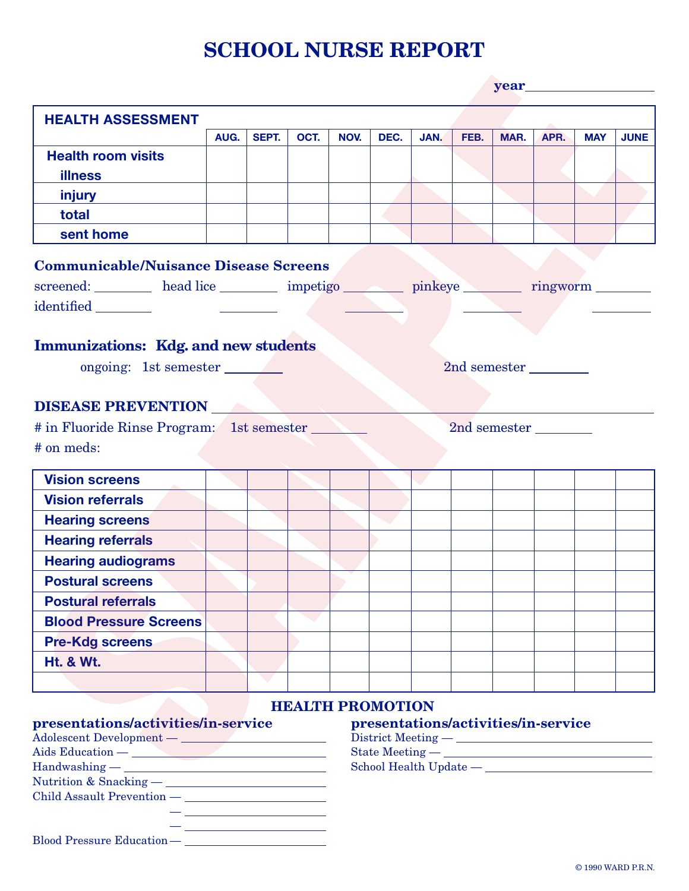# SCHOOL NURSE REPORT

year ___________

| HEALTH ASSESSMENT | AUG. | SEPT. | OCT. | NOV. | DEC. | JAN. | FEB. | MAR. | APR. | MAY | JUNE |
|---|---|---|---|---|---|---|---|---|---|---|---|
| Health room visits<br>illness | | | | | | | | | | | |
| injury | | | | | | | | | | | |
| total | | | | | | | | | | | |
| sent home | | | | | | | | | | | |

**Communicable/Nuisance Disease Screens**

screened: ________ head lice ________ impetigo ________ pinkeye ________ ringworm ________

identified ________ ________ ________ ________ ________

**Immunizations: Kdg. and new students**

ongoing: 1st semester ________ 2nd semester ________

**DISEASE PREVENTION** ____________________________________________

\# in Fluoride Rinse Program: 1st semester ________ 2nd semester ________

\# on meds:

| | | | | | | | | | | | |
|---|---|---|---|---|---|---|---|---|---|---|---|
| Vision screens | | | | | | | | | | | |
| Vision referrals | | | | | | | | | | | |
| Hearing screens | | | | | | | | | | | |
| Hearing referrals | | | | | | | | | | | |
| Hearing audiograms | | | | | | | | | | | |
| Postural screens | | | | | | | | | | | |
| Postural referrals | | | | | | | | | | | |
| Blood Pressure Screens | | | | | | | | | | | |
| Pre-Kdg screens | | | | | | | | | | | |
| Ht. & Wt. | | | | | | | | | | | |
| | | | | | | | | | | | |

**HEALTH PROMOTION**

**presentations/activities/in-service**

Adolescent Development — ____________________

Aids Education — ____________________

Handwashing — ____________________

Nutrition & Snacking — ____________________

Child Assault Prevention — ____________________

— ____________________

— ____________________

Blood Pressure Education — ____________________

**presentations/activities/in-service**

District Meeting — ____________________

State Meeting — ____________________

School Health Update — ____________________

© 1990 WARD P.R.N.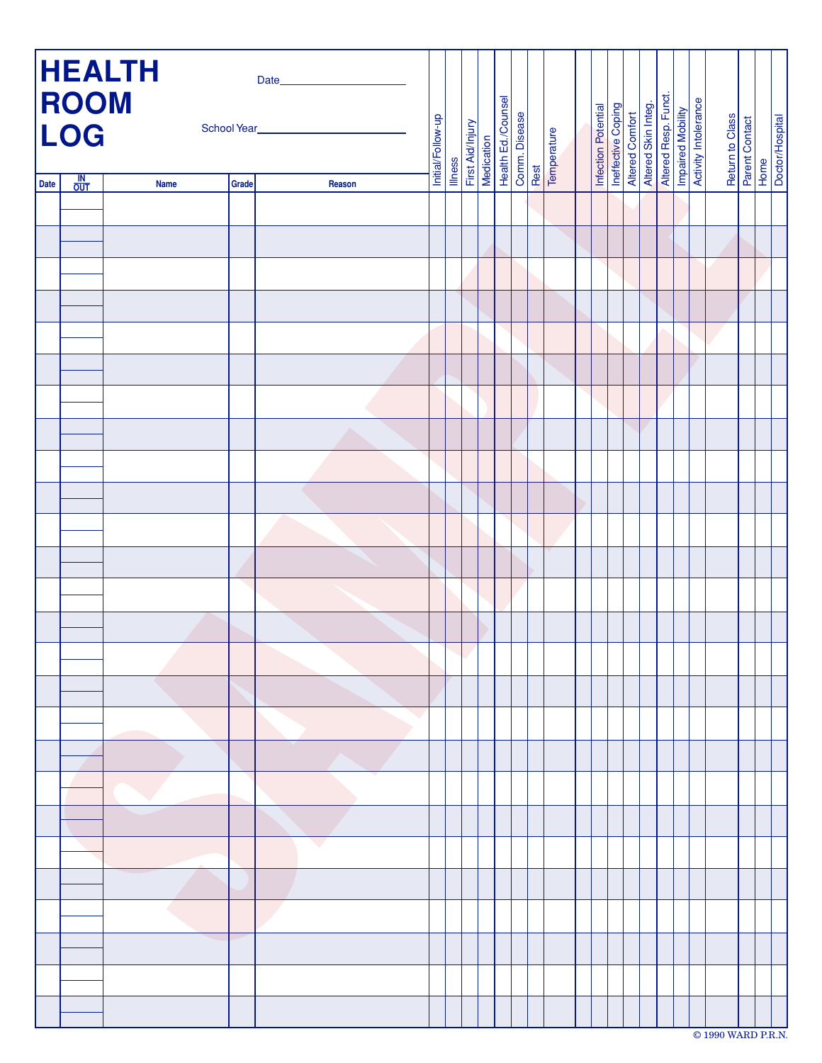# HEALTH ROOM LOG

Date____________________

School Year____________________

| Date | IN / OUT | Name | Grade | Reason | Initial/Follow-up | Illness | First Aid/Injury | Medication | Health Ed./Counsel | Comm. Disease | Rest | Temperature | | Infection Potential | Ineffective Coping | Altered Comfort | Altered Skin Integ. | Altered Resp. Funct. | Impaired Mobility | Activity Intolerance | Return to Class | Parent Contact | Home | Doctor/Hospital |
|---|---|---|---|---|---|---|---|---|---|---|---|---|---|---|---|---|---|---|---|---|---|---|---|---|
| | | | | | | | | | | | | | | | | | | | | | | | | |
| | | | | | | | | | | | | | | | | | | | | | | | | |
| | | | | | | | | | | | | | | | | | | | | | | | | |
| | | | | | | | | | | | | | | | | | | | | | | | | |
| | | | | | | | | | | | | | | | | | | | | | | | | |
| | | | | | | | | | | | | | | | | | | | | | | | | |
| | | | | | | | | | | | | | | | | | | | | | | | | |
| | | | | | | | | | | | | | | | | | | | | | | | | |
| | | | | | | | | | | | | | | | | | | | | | | | | |
| | | | | | | | | | | | | | | | | | | | | | | | | |
| | | | | | | | | | | | | | | | | | | | | | | | | |
| | | | | | | | | | | | | | | | | | | | | | | | | |
| | | | | | | | | | | | | | | | | | | | | | | | | |
| | | | | | | | | | | | | | | | | | | | | | | | | |
| | | | | | | | | | | | | | | | | | | | | | | | | |
| | | | | | | | | | | | | | | | | | | | | | | | | |
| | | | | | | | | | | | | | | | | | | | | | | | | |
| | | | | | | | | | | | | | | | | | | | | | | | | |
| | | | | | | | | | | | | | | | | | | | | | | | | |
| | | | | | | | | | | | | | | | | | | | | | | | | |
| | | | | | | | | | | | | | | | | | | | | | | | | |
| | | | | | | | | | | | | | | | | | | | | | | | | |
| | | | | | | | | | | | | | | | | | | | | | | | | |
| | | | | | | | | | | | | | | | | | | | | | | | | |
| | | | | | | | | | | | | | | | | | | | | | | | | |
| | | | | | | | | | | | | | | | | | | | | | | | | |
| | | | | | | | | | | | | | | | | | | | | | | | | |

SAMPLE

© 1990 WARD P.R.N.